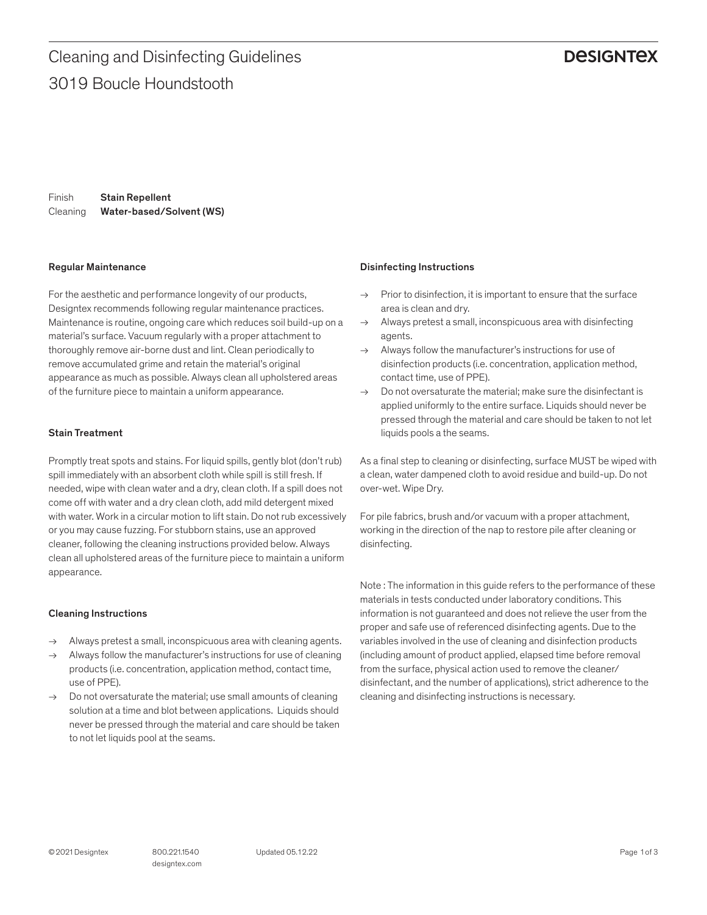# Cleaning and Disinfecting Guidelines

## 3019 Boucle Houndstooth

DESIGNTEX

Finish **Stain Repellent**
Cleaning **Water-based/Solvent (WS)**

### Regular Maintenance

For the aesthetic and performance longevity of our products, Designtex recommends following regular maintenance practices. Maintenance is routine, ongoing care which reduces soil build-up on a material's surface. Vacuum regularly with a proper attachment to thoroughly remove air-borne dust and lint. Clean periodically to remove accumulated grime and retain the material's original appearance as much as possible. Always clean all upholstered areas of the furniture piece to maintain a uniform appearance.

### Stain Treatment

Promptly treat spots and stains. For liquid spills, gently blot (don't rub) spill immediately with an absorbent cloth while spill is still fresh. If needed, wipe with clean water and a dry, clean cloth. If a spill does not come off with water and a dry clean cloth, add mild detergent mixed with water. Work in a circular motion to lift stain. Do not rub excessively or you may cause fuzzing. For stubborn stains, use an approved cleaner, following the cleaning instructions provided below. Always clean all upholstered areas of the furniture piece to maintain a uniform appearance.

### Cleaning Instructions

→ Always pretest a small, inconspicuous area with cleaning agents.
→ Always follow the manufacturer's instructions for use of cleaning products (i.e. concentration, application method, contact time, use of PPE).
→ Do not oversaturate the material; use small amounts of cleaning solution at a time and blot between applications. Liquids should never be pressed through the material and care should be taken to not let liquids pool at the seams.

### Disinfecting Instructions

→ Prior to disinfection, it is important to ensure that the surface area is clean and dry.
→ Always pretest a small, inconspicuous area with disinfecting agents.
→ Always follow the manufacturer's instructions for use of disinfection products (i.e. concentration, application method, contact time, use of PPE).
→ Do not oversaturate the material; make sure the disinfectant is applied uniformly to the entire surface. Liquids should never be pressed through the material and care should be taken to not let liquids pools a the seams.

As a final step to cleaning or disinfecting, surface MUST be wiped with a clean, water dampened cloth to avoid residue and build-up. Do not over-wet. Wipe Dry.

For pile fabrics, brush and/or vacuum with a proper attachment, working in the direction of the nap to restore pile after cleaning or disinfecting.

Note : The information in this guide refers to the performance of these materials in tests conducted under laboratory conditions. This information is not guaranteed and does not relieve the user from the proper and safe use of referenced disinfecting agents. Due to the variables involved in the use of cleaning and disinfection products (including amount of product applied, elapsed time before removal from the surface, physical action used to remove the cleaner/disinfectant, and the number of applications), strict adherence to the cleaning and disinfecting instructions is necessary.

© 2021 Designtex 800.221.1540 designtex.com Updated 05.12.22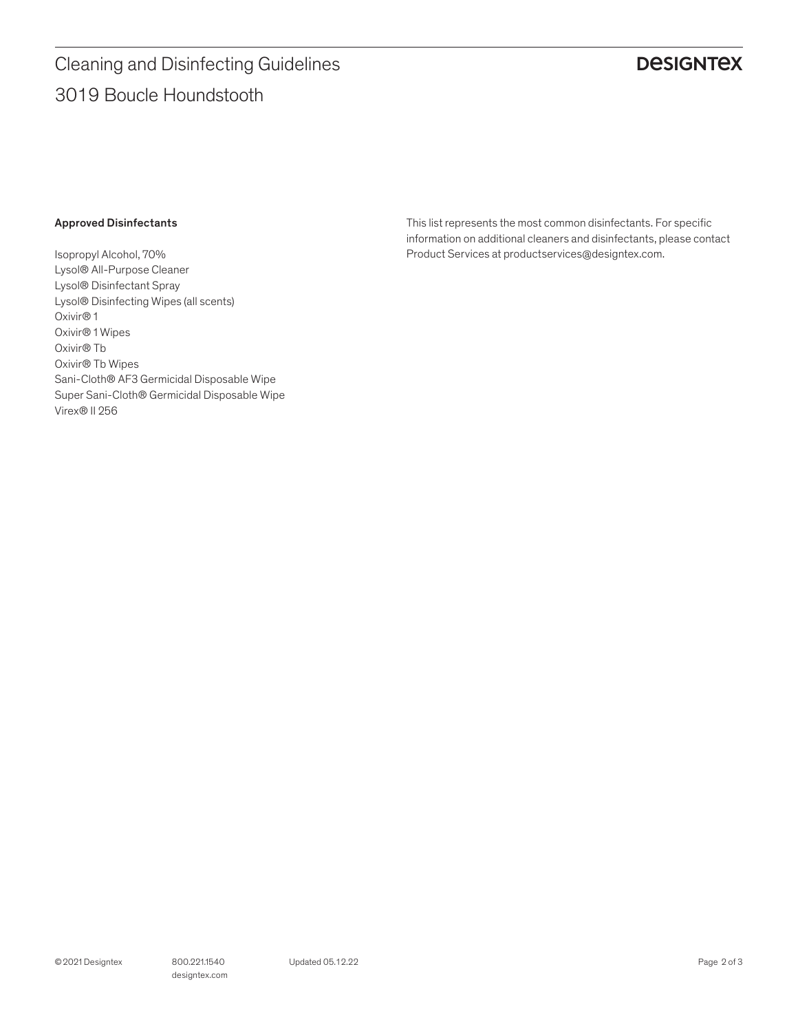### Approved Disinfectants

Isopropyl Alcohol, 70%
Lysol® All-Purpose Cleaner
Lysol® Disinfectant Spray
Lysol® Disinfecting Wipes (all scents)
Oxivir® 1
Oxivir® 1 Wipes
Oxivir® Tb
Oxivir® Tb Wipes
Sani-Cloth® AF3 Germicidal Disposable Wipe
Super Sani-Cloth® Germicidal Disposable Wipe
Virex® II 256

This list represents the most common disinfectants. For specific information on additional cleaners and disinfectants, please contact Product Services at productservices@designtex.com.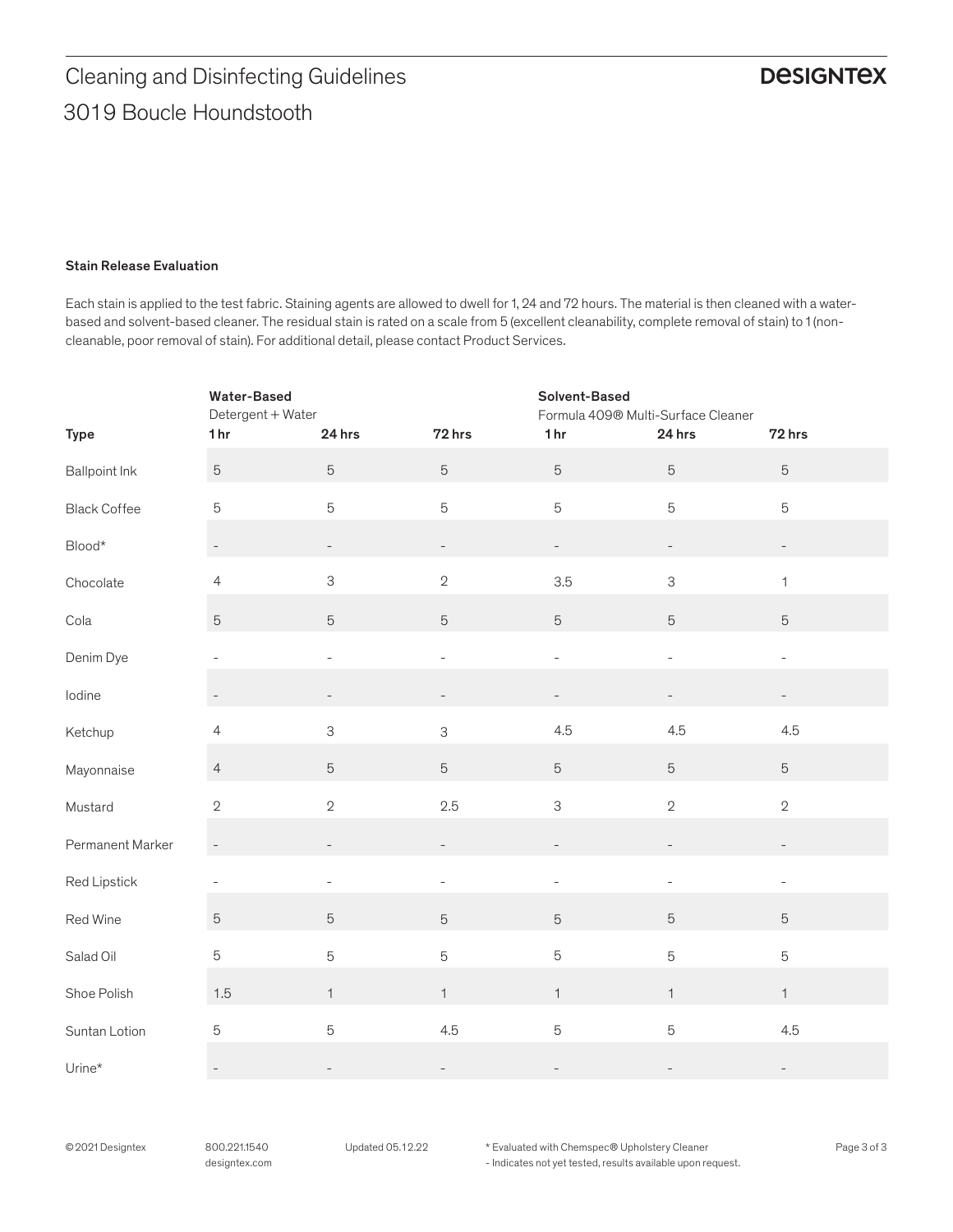# Cleaning and Disinfecting Guidelines

## 3019 Boucle Houndstooth

### Stain Release Evaluation

Each stain is applied to the test fabric. Staining agents are allowed to dwell for 1, 24 and 72 hours. The material is then cleaned with a water-based and solvent-based cleaner. The residual stain is rated on a scale from 5 (excellent cleanability, complete removal of stain) to 1 (non-cleanable, poor removal of stain). For additional detail, please contact Product Services.

| | **Water-Based** Detergent + Water | | | **Solvent-Based** Formula 409® Multi-Surface Cleaner | | |
|---|---|---|---|---|---|---|
| **Type** | **1 hr** | **24 hrs** | **72 hrs** | **1 hr** | **24 hrs** | **72 hrs** |
| Ballpoint Ink | 5 | 5 | 5 | 5 | 5 | 5 |
| Black Coffee | 5 | 5 | 5 | 5 | 5 | 5 |
| Blood* | - | - | - | - | - | - |
| Chocolate | 4 | 3 | 2 | 3.5 | 3 | 1 |
| Cola | 5 | 5 | 5 | 5 | 5 | 5 |
| Denim Dye | - | - | - | - | - | - |
| Iodine | - | - | - | - | - | - |
| Ketchup | 4 | 3 | 3 | 4.5 | 4.5 | 4.5 |
| Mayonnaise | 4 | 5 | 5 | 5 | 5 | 5 |
| Mustard | 2 | 2 | 2.5 | 3 | 2 | 2 |
| Permanent Marker | - | - | - | - | - | - |
| Red Lipstick | - | - | - | - | - | - |
| Red Wine | 5 | 5 | 5 | 5 | 5 | 5 |
| Salad Oil | 5 | 5 | 5 | 5 | 5 | 5 |
| Shoe Polish | 1.5 | 1 | 1 | 1 | 1 | 1 |
| Suntan Lotion | 5 | 5 | 4.5 | 5 | 5 | 4.5 |
| Urine* | - | - | - | - | - | - |

© 2021 Designtex

800.221.1540
designtex.com

Updated 05.12.22

* Evaluated with Chemspec® Upholstery Cleaner
- Indicates not yet tested, results available upon request.